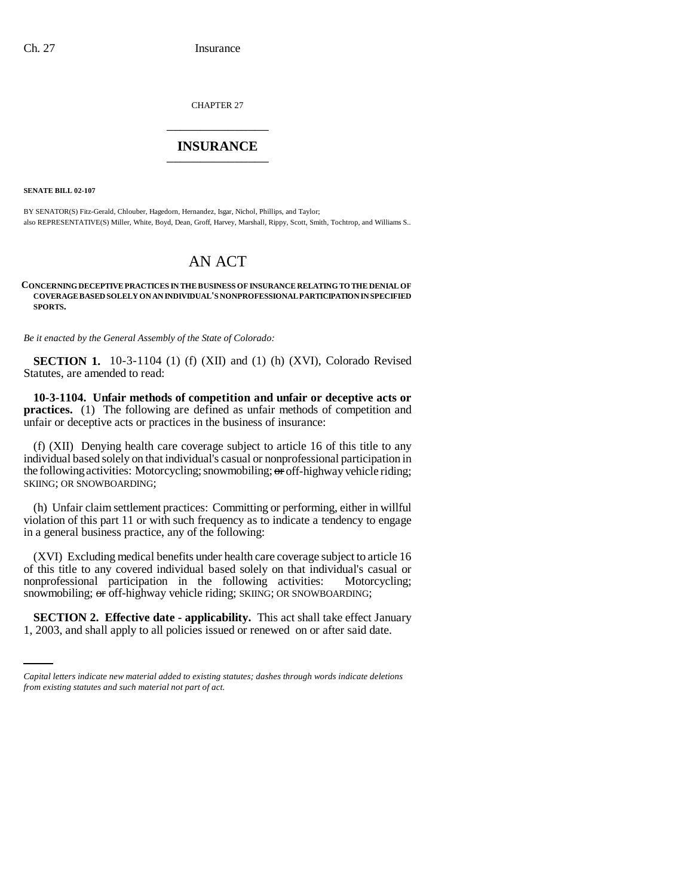CHAPTER 27

# INSURANCE

**SENATE BILL 02-107**

BY SENATOR(S) Fitz-Gerald, Chlouber, Hagedorn, Hernandez, Isgar, Nichol, Phillips, and Taylor;
also REPRESENTATIVE(S) Miller, White, Boyd, Dean, Groff, Harvey, Marshall, Rippy, Scott, Smith, Tochtrop, and Williams S..

# AN ACT

**CONCERNING DECEPTIVE PRACTICES IN THE BUSINESS OF INSURANCE RELATING TO THE DENIAL OF COVERAGE BASED SOLELY ON AN INDIVIDUAL'S NONPROFESSIONAL PARTICIPATION IN SPECIFIED SPORTS.**

*Be it enacted by the General Assembly of the State of Colorado:*

**SECTION 1.** 10-3-1104 (1) (f) (XII) and (1) (h) (XVI), Colorado Revised Statutes, are amended to read:

**10-3-1104. Unfair methods of competition and unfair or deceptive acts or practices.** (1) The following are defined as unfair methods of competition and unfair or deceptive acts or practices in the business of insurance:

(f) (XII) Denying health care coverage subject to article 16 of this title to any individual based solely on that individual's casual or nonprofessional participation in the following activities: Motorcycling; snowmobiling; ~~or~~ off-highway vehicle riding; SKIING; OR SNOWBOARDING;

(h) Unfair claim settlement practices: Committing or performing, either in willful violation of this part 11 or with such frequency as to indicate a tendency to engage in a general business practice, any of the following:

(XVI) Excluding medical benefits under health care coverage subject to article 16 of this title to any covered individual based solely on that individual's casual or nonprofessional participation in the following activities: Motorcycling; snowmobiling; ~~or~~ off-highway vehicle riding; SKIING; OR SNOWBOARDING;

**SECTION 2. Effective date - applicability.** This act shall take effect January 1, 2003, and shall apply to all policies issued or renewed on or after said date.

*Capital letters indicate new material added to existing statutes; dashes through words indicate deletions from existing statutes and such material not part of act.*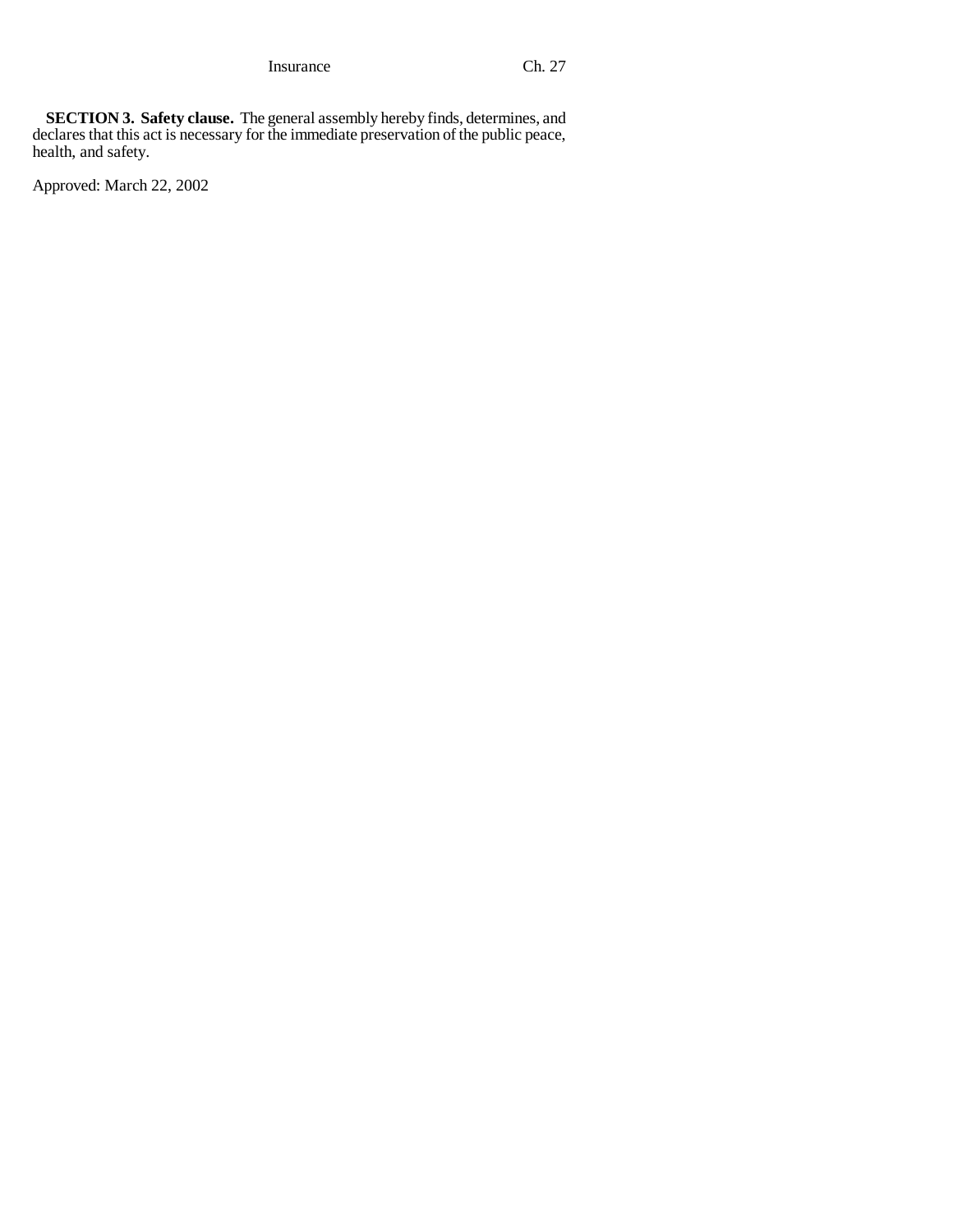**SECTION 3. Safety clause.** The general assembly hereby finds, determines, and declares that this act is necessary for the immediate preservation of the public peace, health, and safety.

Approved: March 22, 2002